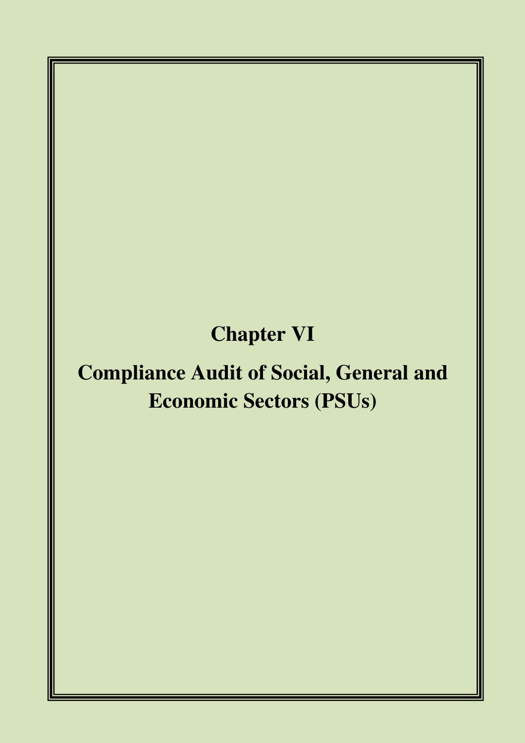# Chapter VI

# Compliance Audit of Social, General and Economic Sectors (PSUs)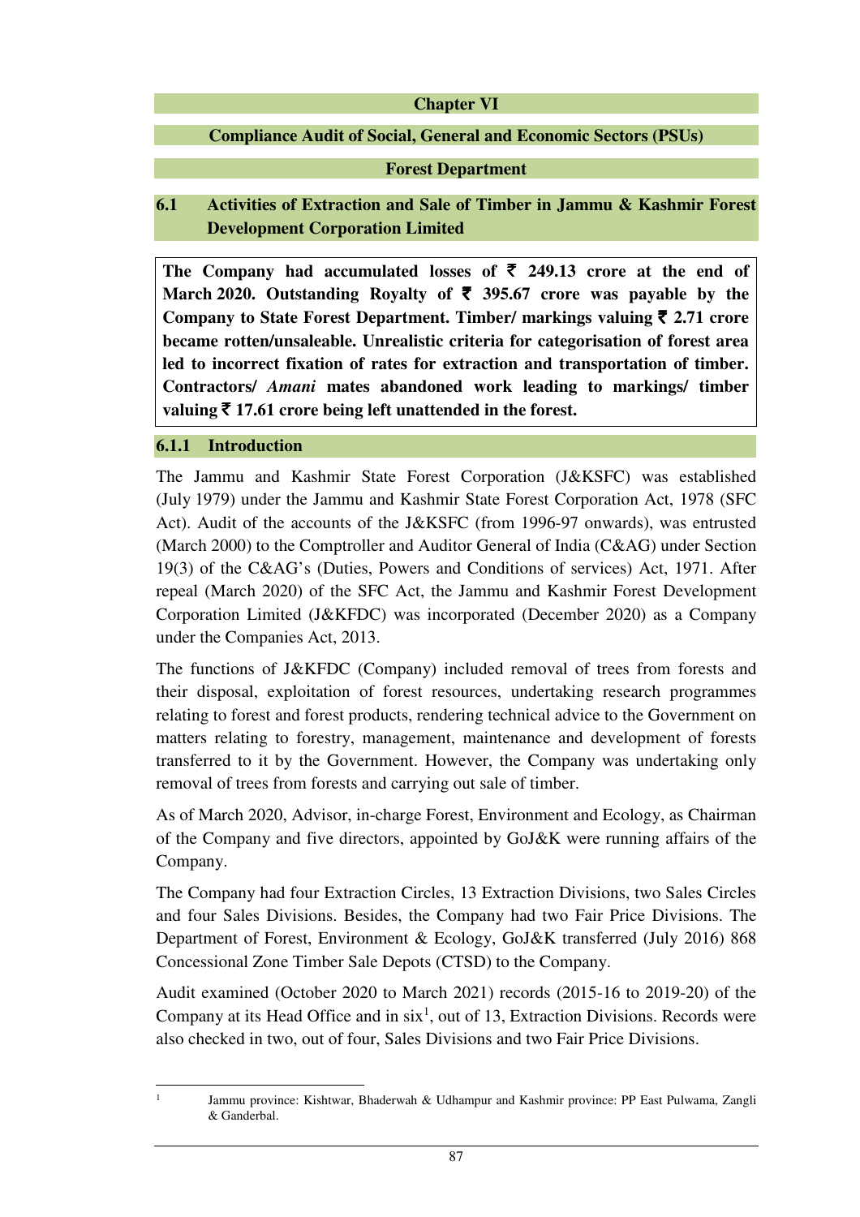# Chapter VI

## Compliance Audit of Social, General and Economic Sectors (PSUs)

## Forest Department

## 6.1 Activities of Extraction and Sale of Timber in Jammu & Kashmir Forest Development Corporation Limited

**The Company had accumulated losses of ₹ 249.13 crore at the end of March 2020. Outstanding Royalty of ₹ 395.67 crore was payable by the Company to State Forest Department. Timber/ markings valuing ₹ 2.71 crore became rotten/unsaleable. Unrealistic criteria for categorisation of forest area led to incorrect fixation of rates for extraction and transportation of timber. Contractors/ *Amani* mates abandoned work leading to markings/ timber valuing ₹ 17.61 crore being left unattended in the forest.**

### 6.1.1 Introduction

The Jammu and Kashmir State Forest Corporation (J&KSFC) was established (July 1979) under the Jammu and Kashmir State Forest Corporation Act, 1978 (SFC Act). Audit of the accounts of the J&KSFC (from 1996-97 onwards), was entrusted (March 2000) to the Comptroller and Auditor General of India (C&AG) under Section 19(3) of the C&AG's (Duties, Powers and Conditions of services) Act, 1971. After repeal (March 2020) of the SFC Act, the Jammu and Kashmir Forest Development Corporation Limited (J&KFDC) was incorporated (December 2020) as a Company under the Companies Act, 2013.

The functions of J&KFDC (Company) included removal of trees from forests and their disposal, exploitation of forest resources, undertaking research programmes relating to forest and forest products, rendering technical advice to the Government on matters relating to forestry, management, maintenance and development of forests transferred to it by the Government. However, the Company was undertaking only removal of trees from forests and carrying out sale of timber.

As of March 2020, Advisor, in-charge Forest, Environment and Ecology, as Chairman of the Company and five directors, appointed by GoJ&K were running affairs of the Company.

The Company had four Extraction Circles, 13 Extraction Divisions, two Sales Circles and four Sales Divisions. Besides, the Company had two Fair Price Divisions. The Department of Forest, Environment & Ecology, GoJ&K transferred (July 2016) 868 Concessional Zone Timber Sale Depots (CTSD) to the Company.

Audit examined (October 2020 to March 2021) records (2015-16 to 2019-20) of the Company at its Head Office and in six[1], out of 13, Extraction Divisions. Records were also checked in two, out of four, Sales Divisions and two Fair Price Divisions.

[1] Jammu province: Kishtwar, Bhaderwah & Udhampur and Kashmir province: PP East Pulwama, Zangli & Ganderbal.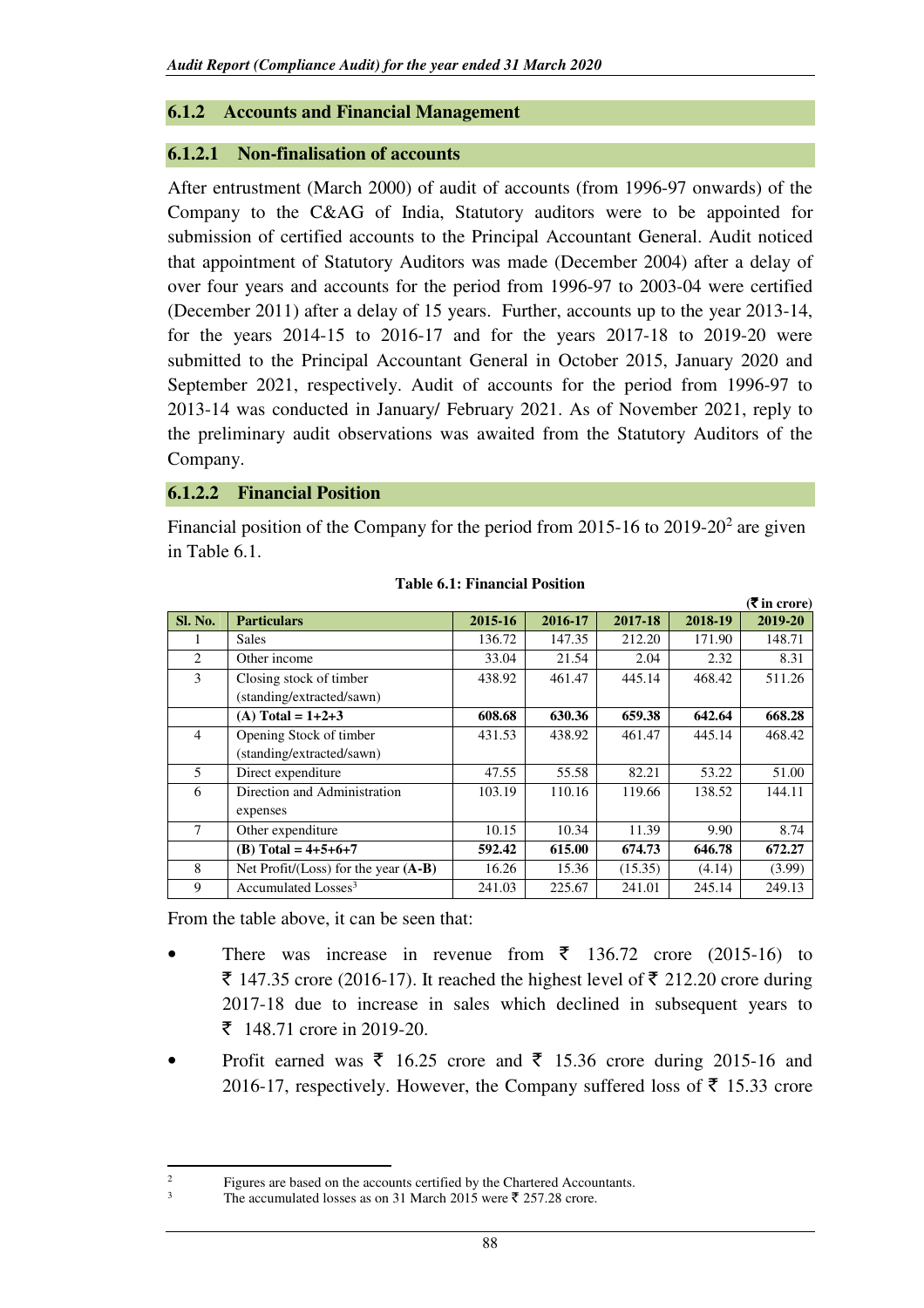### 6.1.2 Accounts and Financial Management

#### 6.1.2.1 Non-finalisation of accounts

After entrustment (March 2000) of audit of accounts (from 1996-97 onwards) of the Company to the C&AG of India, Statutory auditors were to be appointed for submission of certified accounts to the Principal Accountant General. Audit noticed that appointment of Statutory Auditors was made (December 2004) after a delay of over four years and accounts for the period from 1996-97 to 2003-04 were certified (December 2011) after a delay of 15 years. Further, accounts up to the year 2013-14, for the years 2014-15 to 2016-17 and for the years 2017-18 to 2019-20 were submitted to the Principal Accountant General in October 2015, January 2020 and September 2021, respectively. Audit of accounts for the period from 1996-97 to 2013-14 was conducted in January/ February 2021. As of November 2021, reply to the preliminary audit observations was awaited from the Statutory Auditors of the Company.

#### 6.1.2.2 Financial Position

Financial position of the Company for the period from 2015-16 to 2019-20[2] are given in Table 6.1.

**Table 6.1: Financial Position**

(₹ in crore)

| Sl. No. | Particulars | 2015-16 | 2016-17 | 2017-18 | 2018-19 | 2019-20 |
|---|---|---|---|---|---|---|
| 1 | Sales | 136.72 | 147.35 | 212.20 | 171.90 | 148.71 |
| 2 | Other income | 33.04 | 21.54 | 2.04 | 2.32 | 8.31 |
| 3 | Closing stock of timber (standing/extracted/sawn) | 438.92 | 461.47 | 445.14 | 468.42 | 511.26 |
| | **(A) Total = 1+2+3** | **608.68** | **630.36** | **659.38** | **642.64** | **668.28** |
| 4 | Opening Stock of timber (standing/extracted/sawn) | 431.53 | 438.92 | 461.47 | 445.14 | 468.42 |
| 5 | Direct expenditure | 47.55 | 55.58 | 82.21 | 53.22 | 51.00 |
| 6 | Direction and Administration expenses | 103.19 | 110.16 | 119.66 | 138.52 | 144.11 |
| 7 | Other expenditure | 10.15 | 10.34 | 11.39 | 9.90 | 8.74 |
| | **(B) Total = 4+5+6+7** | **592.42** | **615.00** | **674.73** | **646.78** | **672.27** |
| 8 | Net Profit/(Loss) for the year **(A-B)** | 16.26 | 15.36 | (15.35) | (4.14) | (3.99) |
| 9 | Accumulated Losses[3] | 241.03 | 225.67 | 241.01 | 245.14 | 249.13 |

From the table above, it can be seen that:

- There was increase in revenue from ₹ 136.72 crore (2015-16) to ₹ 147.35 crore (2016-17). It reached the highest level of ₹ 212.20 crore during 2017-18 due to increase in sales which declined in subsequent years to ₹ 148.71 crore in 2019-20.
- Profit earned was ₹ 16.25 crore and ₹ 15.36 crore during 2015-16 and 2016-17, respectively. However, the Company suffered loss of ₹ 15.33 crore

---

[2] Figures are based on the accounts certified by the Chartered Accountants.

[3] The accumulated losses as on 31 March 2015 were ₹ 257.28 crore.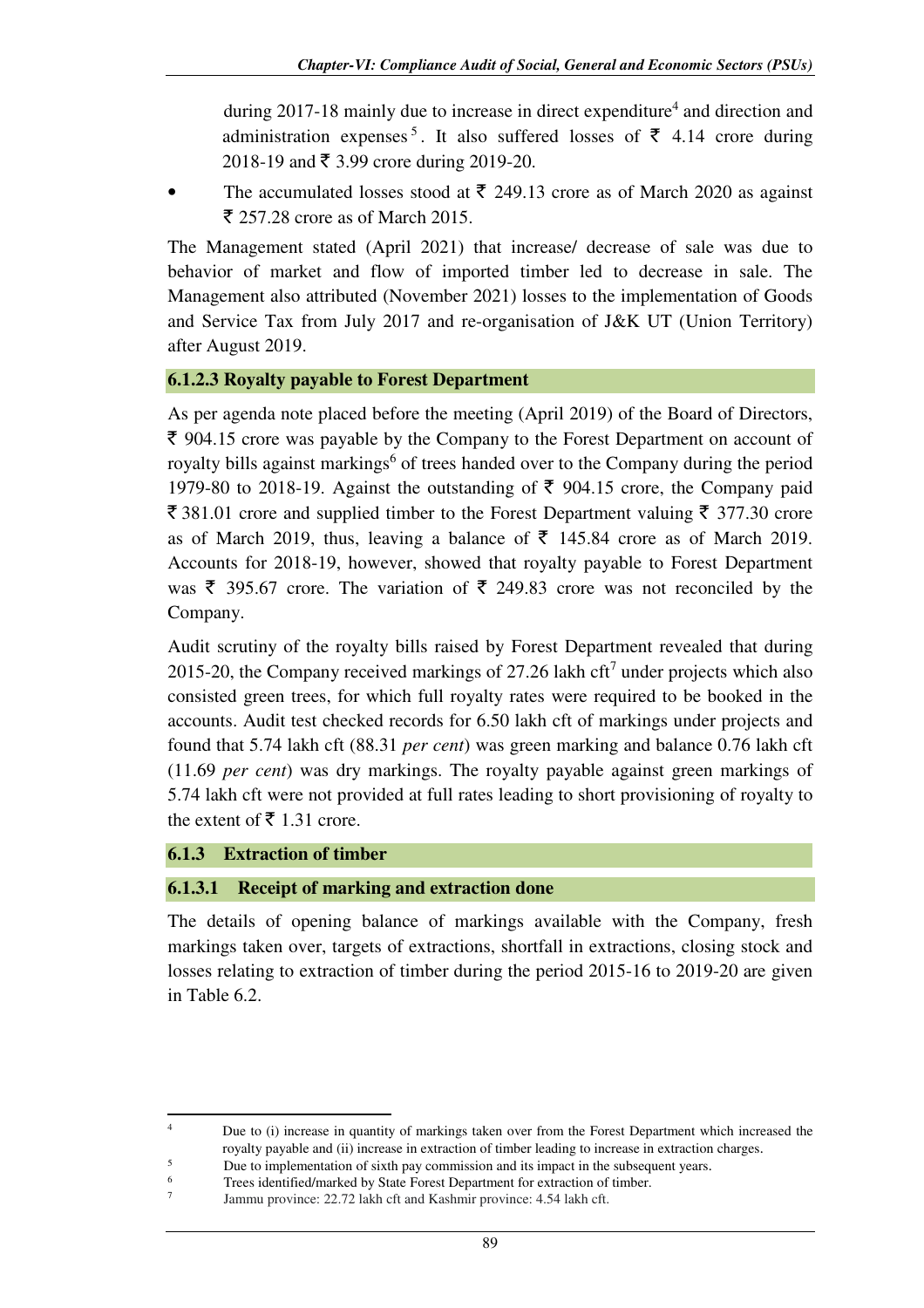during 2017-18 mainly due to increase in direct expenditure[4] and direction and administration expenses[5]. It also suffered losses of ₹ 4.14 crore during 2018-19 and ₹ 3.99 crore during 2019-20.

- The accumulated losses stood at ₹ 249.13 crore as of March 2020 as against ₹ 257.28 crore as of March 2015.

The Management stated (April 2021) that increase/ decrease of sale was due to behavior of market and flow of imported timber led to decrease in sale. The Management also attributed (November 2021) losses to the implementation of Goods and Service Tax from July 2017 and re-organisation of J&K UT (Union Territory) after August 2019.

#### 6.1.2.3 Royalty payable to Forest Department

As per agenda note placed before the meeting (April 2019) of the Board of Directors, ₹ 904.15 crore was payable by the Company to the Forest Department on account of royalty bills against markings[6] of trees handed over to the Company during the period 1979-80 to 2018-19. Against the outstanding of ₹ 904.15 crore, the Company paid ₹ 381.01 crore and supplied timber to the Forest Department valuing ₹ 377.30 crore as of March 2019, thus, leaving a balance of ₹ 145.84 crore as of March 2019. Accounts for 2018-19, however, showed that royalty payable to Forest Department was ₹ 395.67 crore. The variation of ₹ 249.83 crore was not reconciled by the Company.

Audit scrutiny of the royalty bills raised by Forest Department revealed that during 2015-20, the Company received markings of 27.26 lakh cft[7] under projects which also consisted green trees, for which full royalty rates were required to be booked in the accounts. Audit test checked records for 6.50 lakh cft of markings under projects and found that 5.74 lakh cft (88.31 *per cent*) was green marking and balance 0.76 lakh cft (11.69 *per cent*) was dry markings. The royalty payable against green markings of 5.74 lakh cft were not provided at full rates leading to short provisioning of royalty to the extent of ₹ 1.31 crore.

### 6.1.3 Extraction of timber

#### 6.1.3.1 Receipt of marking and extraction done

The details of opening balance of markings available with the Company, fresh markings taken over, targets of extractions, shortfall in extractions, closing stock and losses relating to extraction of timber during the period 2015-16 to 2019-20 are given in Table 6.2.

---

[4] Due to (i) increase in quantity of markings taken over from the Forest Department which increased the royalty payable and (ii) increase in extraction of timber leading to increase in extraction charges.

[5] Due to implementation of sixth pay commission and its impact in the subsequent years.

[6] Trees identified/marked by State Forest Department for extraction of timber.

[7] Jammu province: 22.72 lakh cft and Kashmir province: 4.54 lakh cft.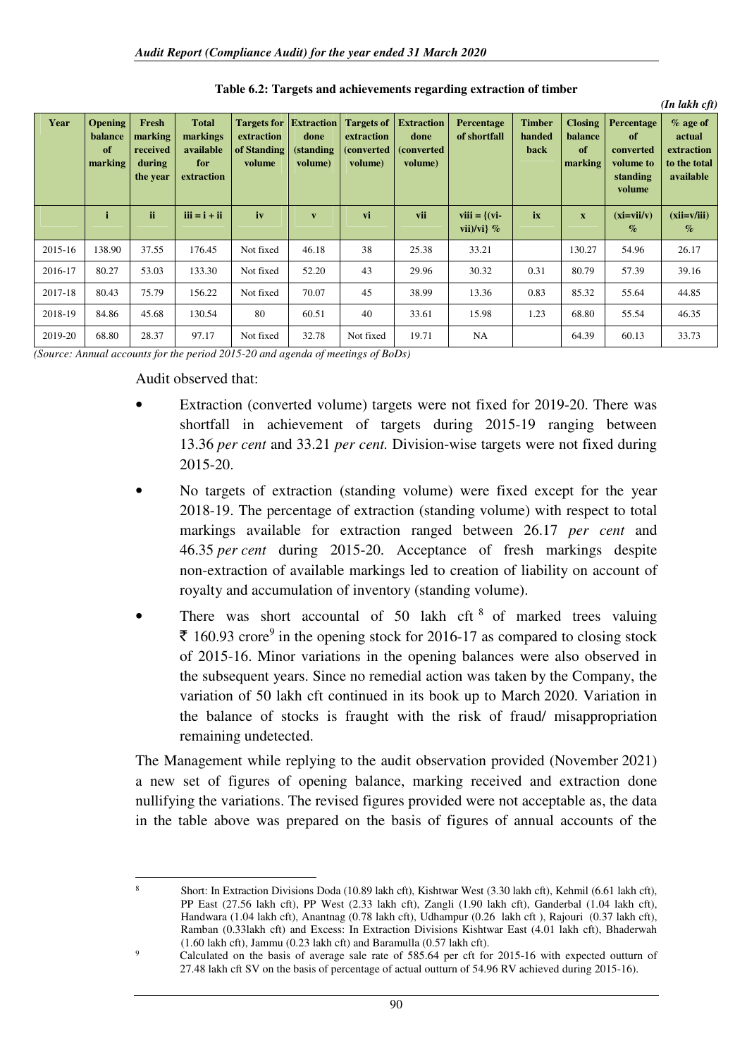**Table 6.2: Targets and achievements regarding extraction of timber**

*(In lakh cft)*

| Year | Opening balance of marking | Fresh marking received during the year | Total markings available for extraction | Targets for extraction of Standing volume | Extraction done (standing volume) | Targets of extraction (converted volume) | Extraction done (converted volume) | Percentage of shortfall | Timber handed back | Closing balance of marking | Percentage of converted volume to standing volume | % age of actual extraction to the total available |
|---|---|---|---|---|---|---|---|---|---|---|---|---|
| | i | ii | iii = i + ii | iv | v | vi | vii | viii = {(vi-vii)/vi} % | ix | x | (xi=vii/v) % | (xii=v/iii) % |
| 2015-16 | 138.90 | 37.55 | 176.45 | Not fixed | 46.18 | 38 | 25.38 | 33.21 | | 130.27 | 54.96 | 26.17 |
| 2016-17 | 80.27 | 53.03 | 133.30 | Not fixed | 52.20 | 43 | 29.96 | 30.32 | 0.31 | 80.79 | 57.39 | 39.16 |
| 2017-18 | 80.43 | 75.79 | 156.22 | Not fixed | 70.07 | 45 | 38.99 | 13.36 | 0.83 | 85.32 | 55.64 | 44.85 |
| 2018-19 | 84.86 | 45.68 | 130.54 | 80 | 60.51 | 40 | 33.61 | 15.98 | 1.23 | 68.80 | 55.54 | 46.35 |
| 2019-20 | 68.80 | 28.37 | 97.17 | Not fixed | 32.78 | Not fixed | 19.71 | NA | | 64.39 | 60.13 | 33.73 |

*(Source: Annual accounts for the period 2015-20 and agenda of meetings of BoDs)*

Audit observed that:

- Extraction (converted volume) targets were not fixed for 2019-20. There was shortfall in achievement of targets during 2015-19 ranging between 13.36 *per cent* and 33.21 *per cent.* Division-wise targets were not fixed during 2015-20.
- No targets of extraction (standing volume) were fixed except for the year 2018-19. The percentage of extraction (standing volume) with respect to total markings available for extraction ranged between 26.17 *per cent* and 46.35 *per cent* during 2015-20. Acceptance of fresh markings despite non-extraction of available markings led to creation of liability on account of royalty and accumulation of inventory (standing volume).
- There was short accountal of 50 lakh cft [8] of marked trees valuing ₹ 160.93 crore[9] in the opening stock for 2016-17 as compared to closing stock of 2015-16. Minor variations in the opening balances were also observed in the subsequent years. Since no remedial action was taken by the Company, the variation of 50 lakh cft continued in its book up to March 2020. Variation in the balance of stocks is fraught with the risk of fraud/ misappropriation remaining undetected.

The Management while replying to the audit observation provided (November 2021) a new set of figures of opening balance, marking received and extraction done nullifying the variations. The revised figures provided were not acceptable as, the data in the table above was prepared on the basis of figures of annual accounts of the

---

[8] Short: In Extraction Divisions Doda (10.89 lakh cft), Kishtwar West (3.30 lakh cft), Kehmil (6.61 lakh cft), PP East (27.56 lakh cft), PP West (2.33 lakh cft), Zangli (1.90 lakh cft), Ganderbal (1.04 lakh cft), Handwara (1.04 lakh cft), Anantnag (0.78 lakh cft), Udhampur (0.26 lakh cft ), Rajouri (0.37 lakh cft), Ramban (0.33lakh cft) and Excess: In Extraction Divisions Kishtwar East (4.01 lakh cft), Bhaderwah (1.60 lakh cft), Jammu (0.23 lakh cft) and Baramulla (0.57 lakh cft).

[9] Calculated on the basis of average sale rate of 585.64 per cft for 2015-16 with expected outturn of 27.48 lakh cft SV on the basis of percentage of actual outturn of 54.96 RV achieved during 2015-16).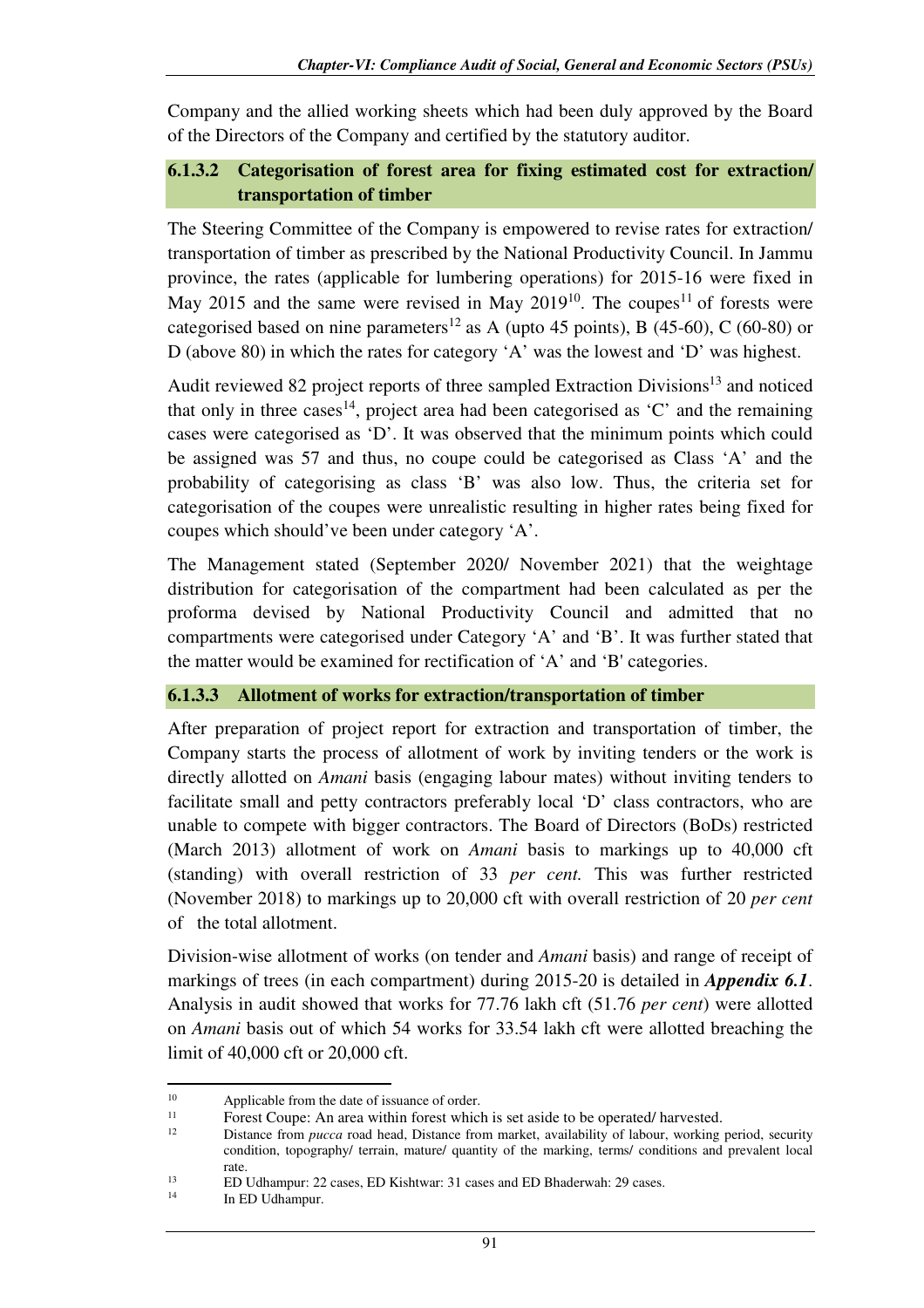Company and the allied working sheets which had been duly approved by the Board of the Directors of the Company and certified by the statutory auditor.

### 6.1.3.2 Categorisation of forest area for fixing estimated cost for extraction/ transportation of timber

The Steering Committee of the Company is empowered to revise rates for extraction/ transportation of timber as prescribed by the National Productivity Council. In Jammu province, the rates (applicable for lumbering operations) for 2015-16 were fixed in May 2015 and the same were revised in May 2019[10]. The coupes[11] of forests were categorised based on nine parameters[12] as A (upto 45 points), B (45-60), C (60-80) or D (above 80) in which the rates for category 'A' was the lowest and 'D' was highest.

Audit reviewed 82 project reports of three sampled Extraction Divisions[13] and noticed that only in three cases[14], project area had been categorised as 'C' and the remaining cases were categorised as 'D'. It was observed that the minimum points which could be assigned was 57 and thus, no coupe could be categorised as Class 'A' and the probability of categorising as class 'B' was also low. Thus, the criteria set for categorisation of the coupes were unrealistic resulting in higher rates being fixed for coupes which should've been under category 'A'.

The Management stated (September 2020/ November 2021) that the weightage distribution for categorisation of the compartment had been calculated as per the proforma devised by National Productivity Council and admitted that no compartments were categorised under Category 'A' and 'B'. It was further stated that the matter would be examined for rectification of 'A' and 'B' categories.

### 6.1.3.3 Allotment of works for extraction/transportation of timber

After preparation of project report for extraction and transportation of timber, the Company starts the process of allotment of work by inviting tenders or the work is directly allotted on *Amani* basis (engaging labour mates) without inviting tenders to facilitate small and petty contractors preferably local 'D' class contractors, who are unable to compete with bigger contractors. The Board of Directors (BoDs) restricted (March 2013) allotment of work on *Amani* basis to markings up to 40,000 cft (standing) with overall restriction of 33 *per cent.* This was further restricted (November 2018) to markings up to 20,000 cft with overall restriction of 20 *per cent* of the total allotment.

Division-wise allotment of works (on tender and *Amani* basis) and range of receipt of markings of trees (in each compartment) during 2015-20 is detailed in ***Appendix 6.1***. Analysis in audit showed that works for 77.76 lakh cft (51.76 *per cent*) were allotted on *Amani* basis out of which 54 works for 33.54 lakh cft were allotted breaching the limit of 40,000 cft or 20,000 cft.

---

[10] Applicable from the date of issuance of order.

[11] Forest Coupe: An area within forest which is set aside to be operated/ harvested.

[12] Distance from *pucca* road head, Distance from market, availability of labour, working period, security condition, topography/ terrain, mature/ quantity of the marking, terms/ conditions and prevalent local rate.

[13] ED Udhampur: 22 cases, ED Kishtwar: 31 cases and ED Bhaderwah: 29 cases.

[14] In ED Udhampur.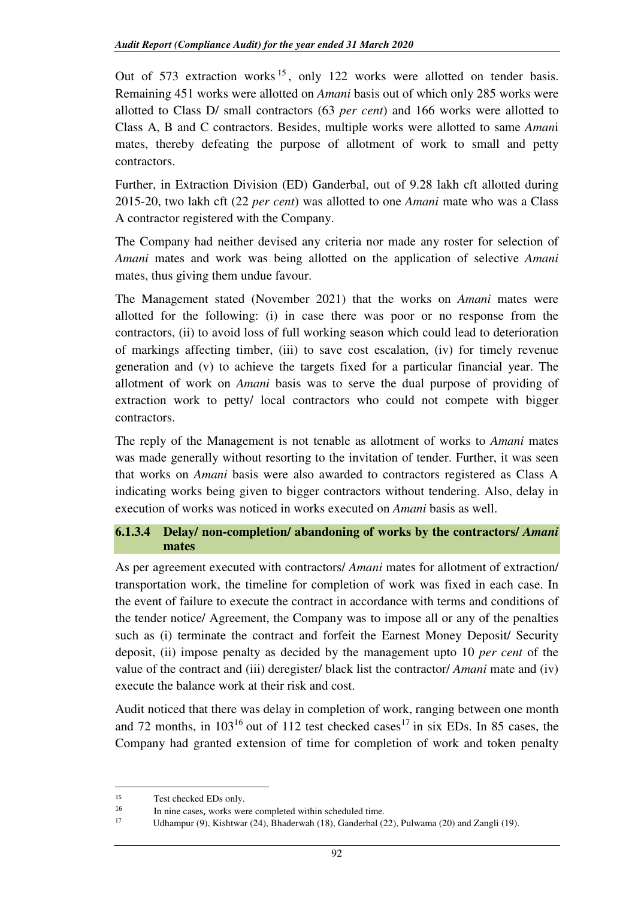Out of 573 extraction works[15], only 122 works were allotted on tender basis. Remaining 451 works were allotted on *Amani* basis out of which only 285 works were allotted to Class D/ small contractors (63 *per cent*) and 166 works were allotted to Class A, B and C contractors. Besides, multiple works were allotted to same *Aman*i mates, thereby defeating the purpose of allotment of work to small and petty contractors.

Further, in Extraction Division (ED) Ganderbal, out of 9.28 lakh cft allotted during 2015-20, two lakh cft (22 *per cent*) was allotted to one *Amani* mate who was a Class A contractor registered with the Company.

The Company had neither devised any criteria nor made any roster for selection of *Amani* mates and work was being allotted on the application of selective *Amani* mates, thus giving them undue favour.

The Management stated (November 2021) that the works on *Amani* mates were allotted for the following: (i) in case there was poor or no response from the contractors, (ii) to avoid loss of full working season which could lead to deterioration of markings affecting timber, (iii) to save cost escalation, (iv) for timely revenue generation and (v) to achieve the targets fixed for a particular financial year. The allotment of work on *Amani* basis was to serve the dual purpose of providing of extraction work to petty/ local contractors who could not compete with bigger contractors.

The reply of the Management is not tenable as allotment of works to *Amani* mates was made generally without resorting to the invitation of tender. Further, it was seen that works on *Amani* basis were also awarded to contractors registered as Class A indicating works being given to bigger contractors without tendering. Also, delay in execution of works was noticed in works executed on *Amani* basis as well.

#### 6.1.3.4 Delay/ non-completion/ abandoning of works by the contractors/ *Amani* mates

As per agreement executed with contractors/ *Amani* mates for allotment of extraction/ transportation work, the timeline for completion of work was fixed in each case. In the event of failure to execute the contract in accordance with terms and conditions of the tender notice/ Agreement, the Company was to impose all or any of the penalties such as (i) terminate the contract and forfeit the Earnest Money Deposit/ Security deposit, (ii) impose penalty as decided by the management upto 10 *per cent* of the value of the contract and (iii) deregister/ black list the contractor/ *Amani* mate and (iv) execute the balance work at their risk and cost.

Audit noticed that there was delay in completion of work, ranging between one month and 72 months, in 103[16] out of 112 test checked cases[17] in six EDs. In 85 cases, the Company had granted extension of time for completion of work and token penalty

---

[15] Test checked EDs only.

[16] In nine cases, works were completed within scheduled time.

[17] Udhampur (9), Kishtwar (24), Bhaderwah (18), Ganderbal (22), Pulwama (20) and Zangli (19).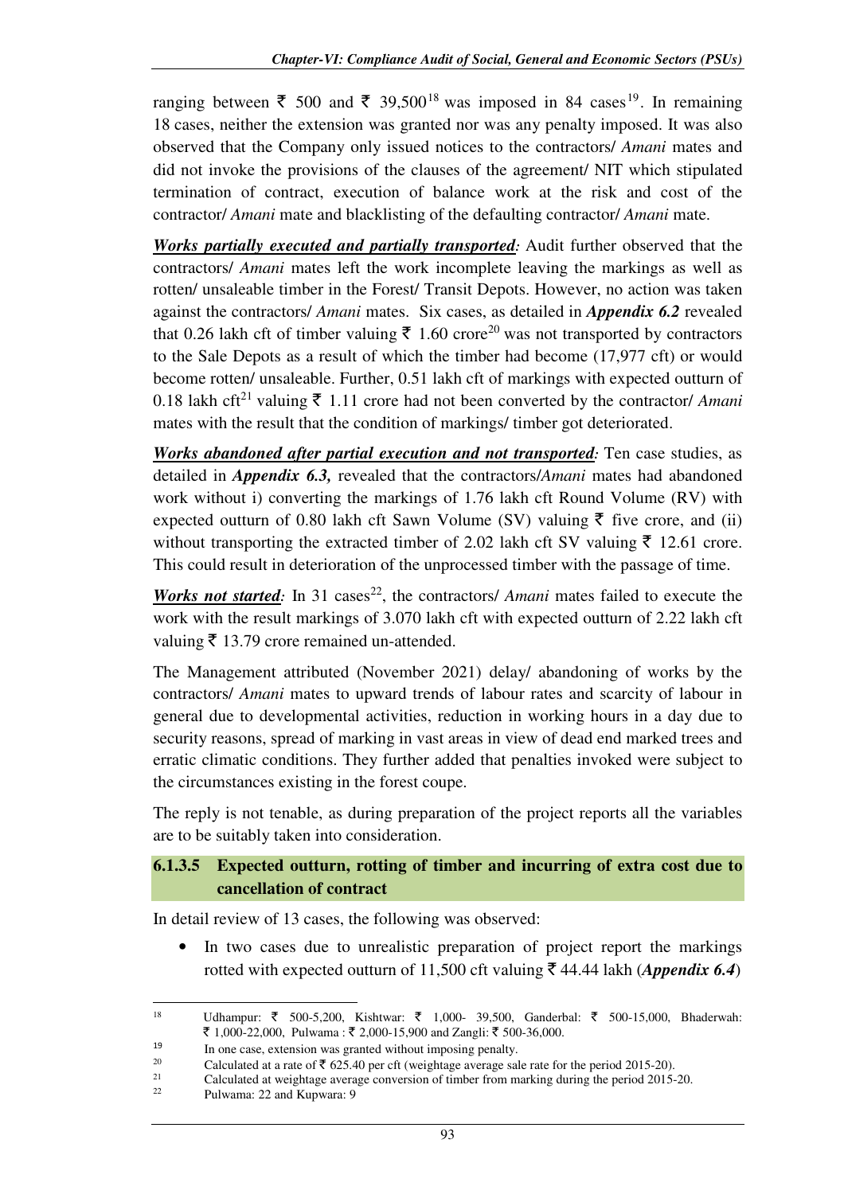ranging between ₹ 500 and ₹ 39,500[18] was imposed in 84 cases[19]. In remaining 18 cases, neither the extension was granted nor was any penalty imposed. It was also observed that the Company only issued notices to the contractors/ *Amani* mates and did not invoke the provisions of the clauses of the agreement/ NIT which stipulated termination of contract, execution of balance work at the risk and cost of the contractor/ *Amani* mate and blacklisting of the defaulting contractor/ *Amani* mate.

***Works partially executed and partially transported:*** Audit further observed that the contractors/ *Amani* mates left the work incomplete leaving the markings as well as rotten/ unsaleable timber in the Forest/ Transit Depots. However, no action was taken against the contractors/ *Amani* mates. Six cases, as detailed in ***Appendix 6.2*** revealed that 0.26 lakh cft of timber valuing ₹ 1.60 crore[20] was not transported by contractors to the Sale Depots as a result of which the timber had become (17,977 cft) or would become rotten/ unsaleable. Further, 0.51 lakh cft of markings with expected outturn of 0.18 lakh cft[21] valuing ₹ 1.11 crore had not been converted by the contractor/ *Amani* mates with the result that the condition of markings/ timber got deteriorated.

***Works abandoned after partial execution and not transported:*** Ten case studies, as detailed in ***Appendix 6.3,*** revealed that the contractors/*Amani* mates had abandoned work without i) converting the markings of 1.76 lakh cft Round Volume (RV) with expected outturn of 0.80 lakh cft Sawn Volume (SV) valuing ₹ five crore, and (ii) without transporting the extracted timber of 2.02 lakh cft SV valuing ₹ 12.61 crore. This could result in deterioration of the unprocessed timber with the passage of time.

***Works not started:*** In 31 cases[22], the contractors/ *Amani* mates failed to execute the work with the result markings of 3.070 lakh cft with expected outturn of 2.22 lakh cft valuing ₹ 13.79 crore remained un-attended.

The Management attributed (November 2021) delay/ abandoning of works by the contractors/ *Amani* mates to upward trends of labour rates and scarcity of labour in general due to developmental activities, reduction in working hours in a day due to security reasons, spread of marking in vast areas in view of dead end marked trees and erratic climatic conditions. They further added that penalties invoked were subject to the circumstances existing in the forest coupe.

The reply is not tenable, as during preparation of the project reports all the variables are to be suitably taken into consideration.

### 6.1.3.5 Expected outturn, rotting of timber and incurring of extra cost due to cancellation of contract

In detail review of 13 cases, the following was observed:

- In two cases due to unrealistic preparation of project report the markings rotted with expected outturn of 11,500 cft valuing ₹ 44.44 lakh (***Appendix 6.4***)

---

[18] Udhampur: ₹ 500-5,200, Kishtwar: ₹ 1,000- 39,500, Ganderbal: ₹ 500-15,000, Bhaderwah: ₹ 1,000-22,000, Pulwama : ₹ 2,000-15,900 and Zangli: ₹ 500-36,000.

[19] In one case, extension was granted without imposing penalty.

[20] Calculated at a rate of ₹ 625.40 per cft (weightage average sale rate for the period 2015-20).

[21] Calculated at weightage average conversion of timber from marking during the period 2015-20.

[22] Pulwama: 22 and Kupwara: 9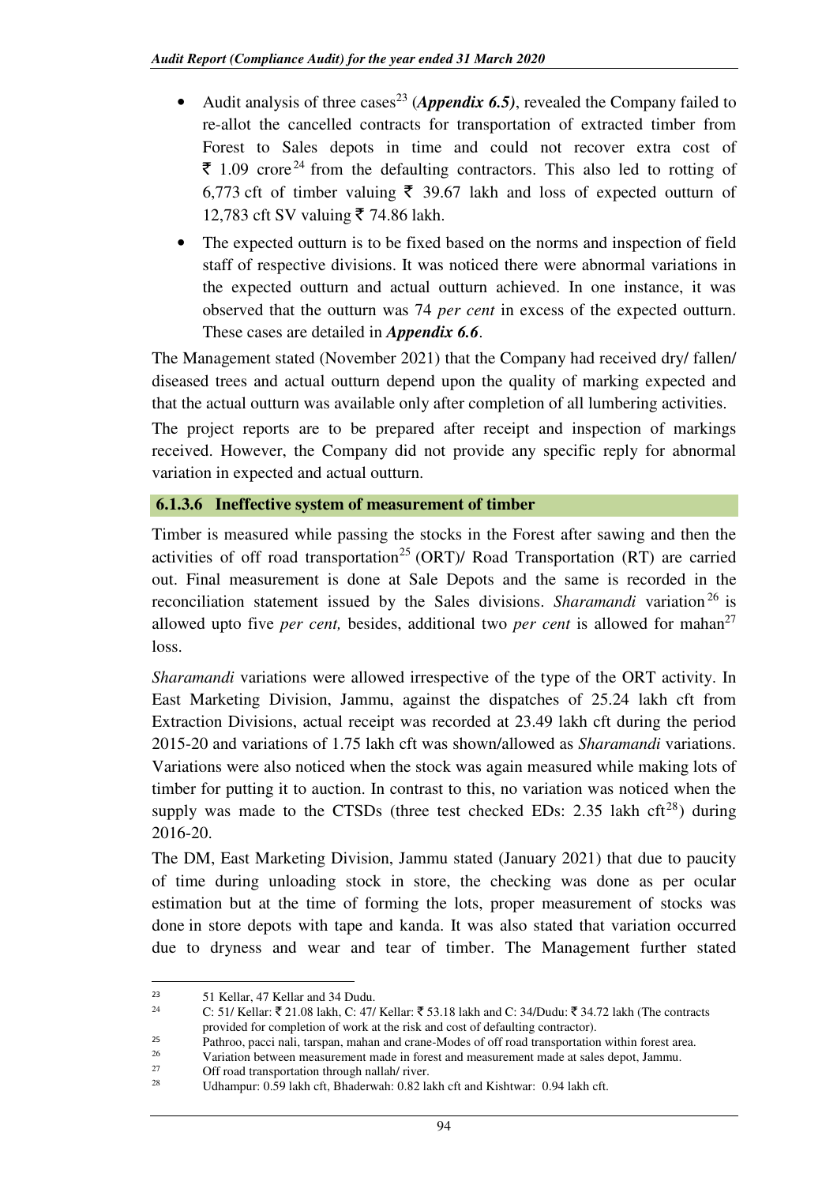- Audit analysis of three cases[23] (***Appendix 6.5***), revealed the Company failed to re-allot the cancelled contracts for transportation of extracted timber from Forest to Sales depots in time and could not recover extra cost of ₹ 1.09 crore[24] from the defaulting contractors. This also led to rotting of 6,773 cft of timber valuing ₹ 39.67 lakh and loss of expected outturn of 12,783 cft SV valuing ₹ 74.86 lakh.
- The expected outturn is to be fixed based on the norms and inspection of field staff of respective divisions. It was noticed there were abnormal variations in the expected outturn and actual outturn achieved. In one instance, it was observed that the outturn was 74 *per cent* in excess of the expected outturn. These cases are detailed in ***Appendix 6.6***.

The Management stated (November 2021) that the Company had received dry/ fallen/ diseased trees and actual outturn depend upon the quality of marking expected and that the actual outturn was available only after completion of all lumbering activities.

The project reports are to be prepared after receipt and inspection of markings received. However, the Company did not provide any specific reply for abnormal variation in expected and actual outturn.

### 6.1.3.6 Ineffective system of measurement of timber

Timber is measured while passing the stocks in the Forest after sawing and then the activities of off road transportation[25] (ORT)/ Road Transportation (RT) are carried out. Final measurement is done at Sale Depots and the same is recorded in the reconciliation statement issued by the Sales divisions. *Sharamandi* variation[26] is allowed upto five *per cent,* besides, additional two *per cent* is allowed for mahan[27] loss.

*Sharamandi* variations were allowed irrespective of the type of the ORT activity. In East Marketing Division, Jammu, against the dispatches of 25.24 lakh cft from Extraction Divisions, actual receipt was recorded at 23.49 lakh cft during the period 2015-20 and variations of 1.75 lakh cft was shown/allowed as *Sharamandi* variations. Variations were also noticed when the stock was again measured while making lots of timber for putting it to auction. In contrast to this, no variation was noticed when the supply was made to the CTSDs (three test checked EDs: 2.35 lakh cft[28]) during 2016-20.

The DM, East Marketing Division, Jammu stated (January 2021) that due to paucity of time during unloading stock in store, the checking was done as per ocular estimation but at the time of forming the lots, proper measurement of stocks was done in store depots with tape and kanda. It was also stated that variation occurred due to dryness and wear and tear of timber. The Management further stated

---

[23] 51 Kellar, 47 Kellar and 34 Dudu.

[24] C: 51/ Kellar: ₹ 21.08 lakh, C: 47/ Kellar: ₹ 53.18 lakh and C: 34/Dudu: ₹ 34.72 lakh (The contracts provided for completion of work at the risk and cost of defaulting contractor).

[25] Pathroo, pacci nali, tarspan, mahan and crane-Modes of off road transportation within forest area.

[26] Variation between measurement made in forest and measurement made at sales depot, Jammu.

[27] Off road transportation through nallah/ river.

[28] Udhampur: 0.59 lakh cft, Bhaderwah: 0.82 lakh cft and Kishtwar: 0.94 lakh cft.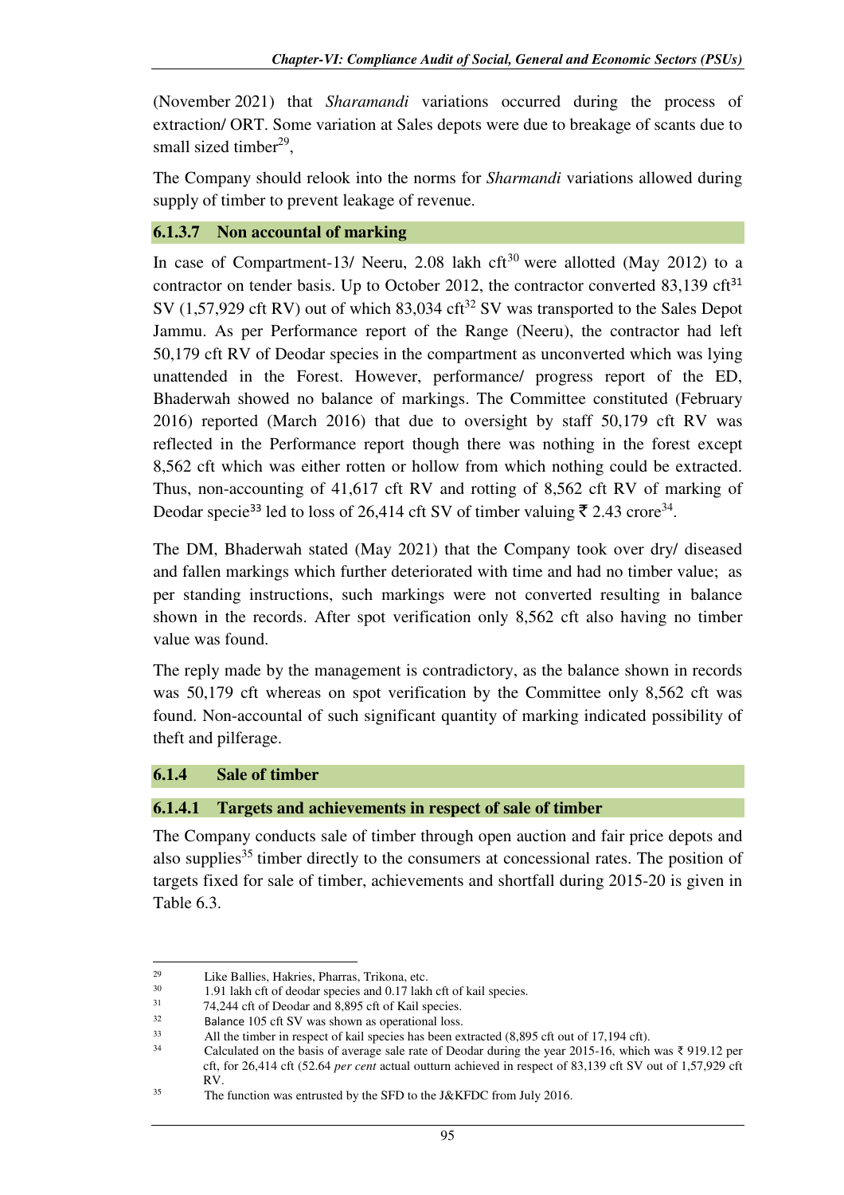(November 2021) that *Sharamandi* variations occurred during the process of extraction/ ORT. Some variation at Sales depots were due to breakage of scants due to small sized timber[29],

The Company should relook into the norms for *Sharmandi* variations allowed during supply of timber to prevent leakage of revenue.

#### 6.1.3.7 Non accountal of marking

In case of Compartment-13/ Neeru, 2.08 lakh cft[30] were allotted (May 2012) to a contractor on tender basis. Up to October 2012, the contractor converted 83,139 cft[31] SV (1,57,929 cft RV) out of which 83,034 cft[32] SV was transported to the Sales Depot Jammu. As per Performance report of the Range (Neeru), the contractor had left 50,179 cft RV of Deodar species in the compartment as unconverted which was lying unattended in the Forest. However, performance/ progress report of the ED, Bhaderwah showed no balance of markings. The Committee constituted (February 2016) reported (March 2016) that due to oversight by staff 50,179 cft RV was reflected in the Performance report though there was nothing in the forest except 8,562 cft which was either rotten or hollow from which nothing could be extracted. Thus, non-accounting of 41,617 cft RV and rotting of 8,562 cft RV of marking of Deodar specie[33] led to loss of 26,414 cft SV of timber valuing ₹ 2.43 crore[34].

The DM, Bhaderwah stated (May 2021) that the Company took over dry/ diseased and fallen markings which further deteriorated with time and had no timber value; as per standing instructions, such markings were not converted resulting in balance shown in the records. After spot verification only 8,562 cft also having no timber value was found.

The reply made by the management is contradictory, as the balance shown in records was 50,179 cft whereas on spot verification by the Committee only 8,562 cft was found. Non-accountal of such significant quantity of marking indicated possibility of theft and pilferage.

### 6.1.4 Sale of timber

#### 6.1.4.1 Targets and achievements in respect of sale of timber

The Company conducts sale of timber through open auction and fair price depots and also supplies[35] timber directly to the consumers at concessional rates. The position of targets fixed for sale of timber, achievements and shortfall during 2015-20 is given in Table 6.3.

---

[29] Like Ballies, Hakries, Pharras, Trikona, etc.

[30] 1.91 lakh cft of deodar species and 0.17 lakh cft of kail species.

[31] 74,244 cft of Deodar and 8,895 cft of Kail species.

[32] Balance 105 cft SV was shown as operational loss.

[33] All the timber in respect of kail species has been extracted (8,895 cft out of 17,194 cft).

[34] Calculated on the basis of average sale rate of Deodar during the year 2015-16, which was ₹ 919.12 per cft, for 26,414 cft (52.64 *per cent* actual outturn achieved in respect of 83,139 cft SV out of 1,57,929 cft RV.

[35] The function was entrusted by the SFD to the J&KFDC from July 2016.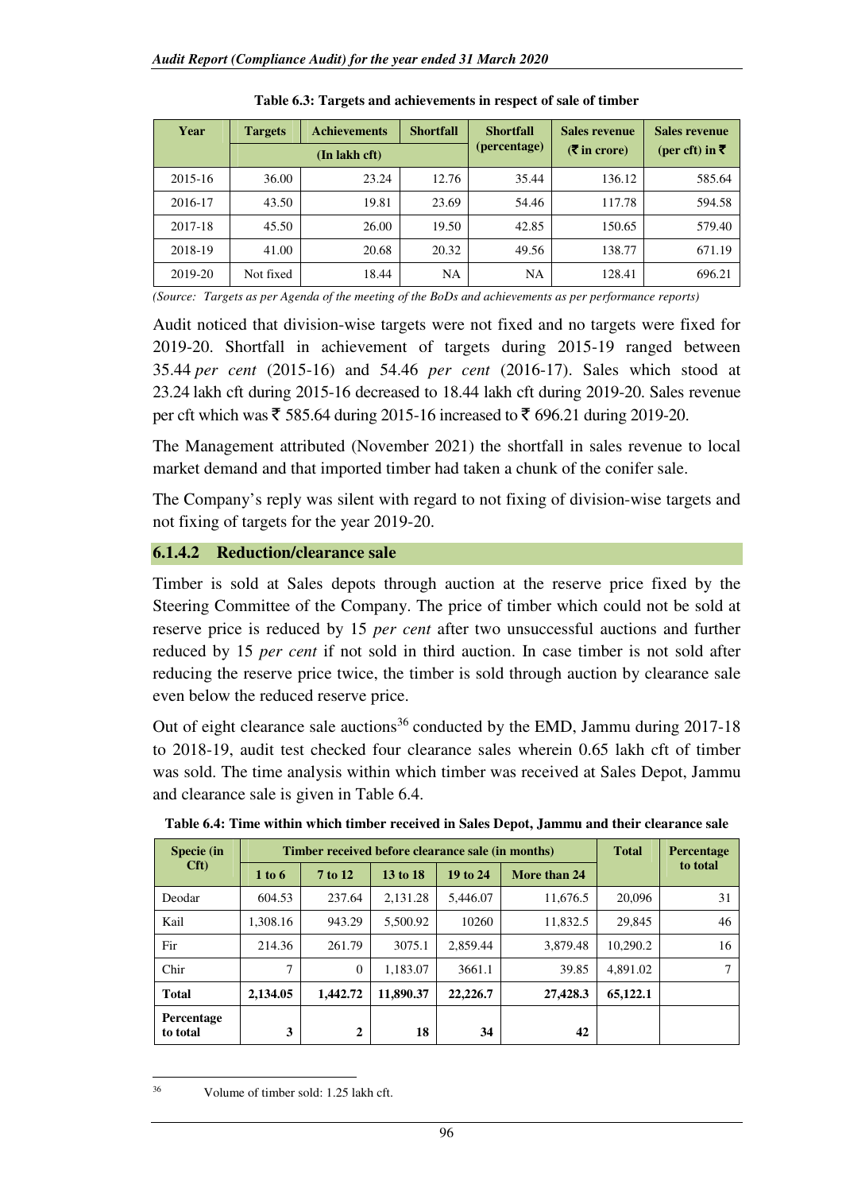**Table 6.3: Targets and achievements in respect of sale of timber**

| Year | Targets | Achievements | Shortfall | Shortfall (percentage) | Sales revenue (₹ in crore) | Sales revenue (per cft) in ₹ |
|---|---|---|---|---|---|---|
| | (In lakh cft) | | | | | |
| 2015-16 | 36.00 | 23.24 | 12.76 | 35.44 | 136.12 | 585.64 |
| 2016-17 | 43.50 | 19.81 | 23.69 | 54.46 | 117.78 | 594.58 |
| 2017-18 | 45.50 | 26.00 | 19.50 | 42.85 | 150.65 | 579.40 |
| 2018-19 | 41.00 | 20.68 | 20.32 | 49.56 | 138.77 | 671.19 |
| 2019-20 | Not fixed | 18.44 | NA | NA | 128.41 | 696.21 |

*(Source: Targets as per Agenda of the meeting of the BoDs and achievements as per performance reports)*

Audit noticed that division-wise targets were not fixed and no targets were fixed for 2019-20. Shortfall in achievement of targets during 2015-19 ranged between 35.44 *per cent* (2015-16) and 54.46 *per cent* (2016-17). Sales which stood at 23.24 lakh cft during 2015-16 decreased to 18.44 lakh cft during 2019-20. Sales revenue per cft which was ₹ 585.64 during 2015-16 increased to ₹ 696.21 during 2019-20.

The Management attributed (November 2021) the shortfall in sales revenue to local market demand and that imported timber had taken a chunk of the conifer sale.

The Company's reply was silent with regard to not fixing of division-wise targets and not fixing of targets for the year 2019-20.

### 6.1.4.2 Reduction/clearance sale

Timber is sold at Sales depots through auction at the reserve price fixed by the Steering Committee of the Company. The price of timber which could not be sold at reserve price is reduced by 15 *per cent* after two unsuccessful auctions and further reduced by 15 *per cent* if not sold in third auction. In case timber is not sold after reducing the reserve price twice, the timber is sold through auction by clearance sale even below the reduced reserve price.

Out of eight clearance sale auctions[36] conducted by the EMD, Jammu during 2017-18 to 2018-19, audit test checked four clearance sales wherein 0.65 lakh cft of timber was sold. The time analysis within which timber was received at Sales Depot, Jammu and clearance sale is given in Table 6.4.

**Table 6.4: Time within which timber received in Sales Depot, Jammu and their clearance sale**

| Specie (in Cft) | Timber received before clearance sale (in months) | | | | | Total | Percentage to total |
|---|---|---|---|---|---|---|---|
| | 1 to 6 | 7 to 12 | 13 to 18 | 19 to 24 | More than 24 | | |
| Deodar | 604.53 | 237.64 | 2,131.28 | 5,446.07 | 11,676.5 | 20,096 | 31 |
| Kail | 1,308.16 | 943.29 | 5,500.92 | 10260 | 11,832.5 | 29,845 | 46 |
| Fir | 214.36 | 261.79 | 3075.1 | 2,859.44 | 3,879.48 | 10,290.2 | 16 |
| Chir | 7 | 0 | 1,183.07 | 3661.1 | 39.85 | 4,891.02 | 7 |
| **Total** | **2,134.05** | **1,442.72** | **11,890.37** | **22,226.7** | **27,428.3** | **65,122.1** | |
| **Percentage to total** | **3** | **2** | **18** | **34** | **42** | | |

[36] Volume of timber sold: 1.25 lakh cft.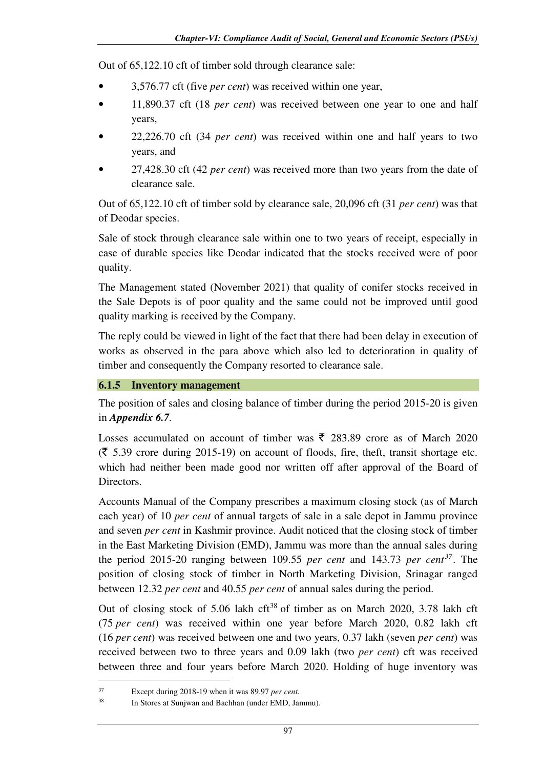Out of 65,122.10 cft of timber sold through clearance sale:

- 3,576.77 cft (five *per cent*) was received within one year,
- 11,890.37 cft (18 *per cent*) was received between one year to one and half years,
- 22,226.70 cft (34 *per cent*) was received within one and half years to two years, and
- 27,428.30 cft (42 *per cent*) was received more than two years from the date of clearance sale.

Out of 65,122.10 cft of timber sold by clearance sale, 20,096 cft (31 *per cent*) was that of Deodar species.

Sale of stock through clearance sale within one to two years of receipt, especially in case of durable species like Deodar indicated that the stocks received were of poor quality.

The Management stated (November 2021) that quality of conifer stocks received in the Sale Depots is of poor quality and the same could not be improved until good quality marking is received by the Company.

The reply could be viewed in light of the fact that there had been delay in execution of works as observed in the para above which also led to deterioration in quality of timber and consequently the Company resorted to clearance sale.

### 6.1.5 Inventory management

The position of sales and closing balance of timber during the period 2015-20 is given in ***Appendix 6.7***.

Losses accumulated on account of timber was ₹ 283.89 crore as of March 2020 (₹ 5.39 crore during 2015-19) on account of floods, fire, theft, transit shortage etc. which had neither been made good nor written off after approval of the Board of Directors.

Accounts Manual of the Company prescribes a maximum closing stock (as of March each year) of 10 *per cent* of annual targets of sale in a sale depot in Jammu province and seven *per cent* in Kashmir province. Audit noticed that the closing stock of timber in the East Marketing Division (EMD), Jammu was more than the annual sales during the period 2015-20 ranging between 109.55 *per cent* and 143.73 *per cent*[37]. The position of closing stock of timber in North Marketing Division, Srinagar ranged between 12.32 *per cent* and 40.55 *per cent* of annual sales during the period.

Out of closing stock of 5.06 lakh cft[38] of timber as on March 2020, 3.78 lakh cft (75 *per cent*) was received within one year before March 2020, 0.82 lakh cft (16 *per cent*) was received between one and two years, 0.37 lakh (seven *per cent*) was received between two to three years and 0.09 lakh (two *per cent*) cft was received between three and four years before March 2020. Holding of huge inventory was

---

[37] Except during 2018-19 when it was 89.97 *per cent.*

[38] In Stores at Sunjwan and Bachhan (under EMD, Jammu).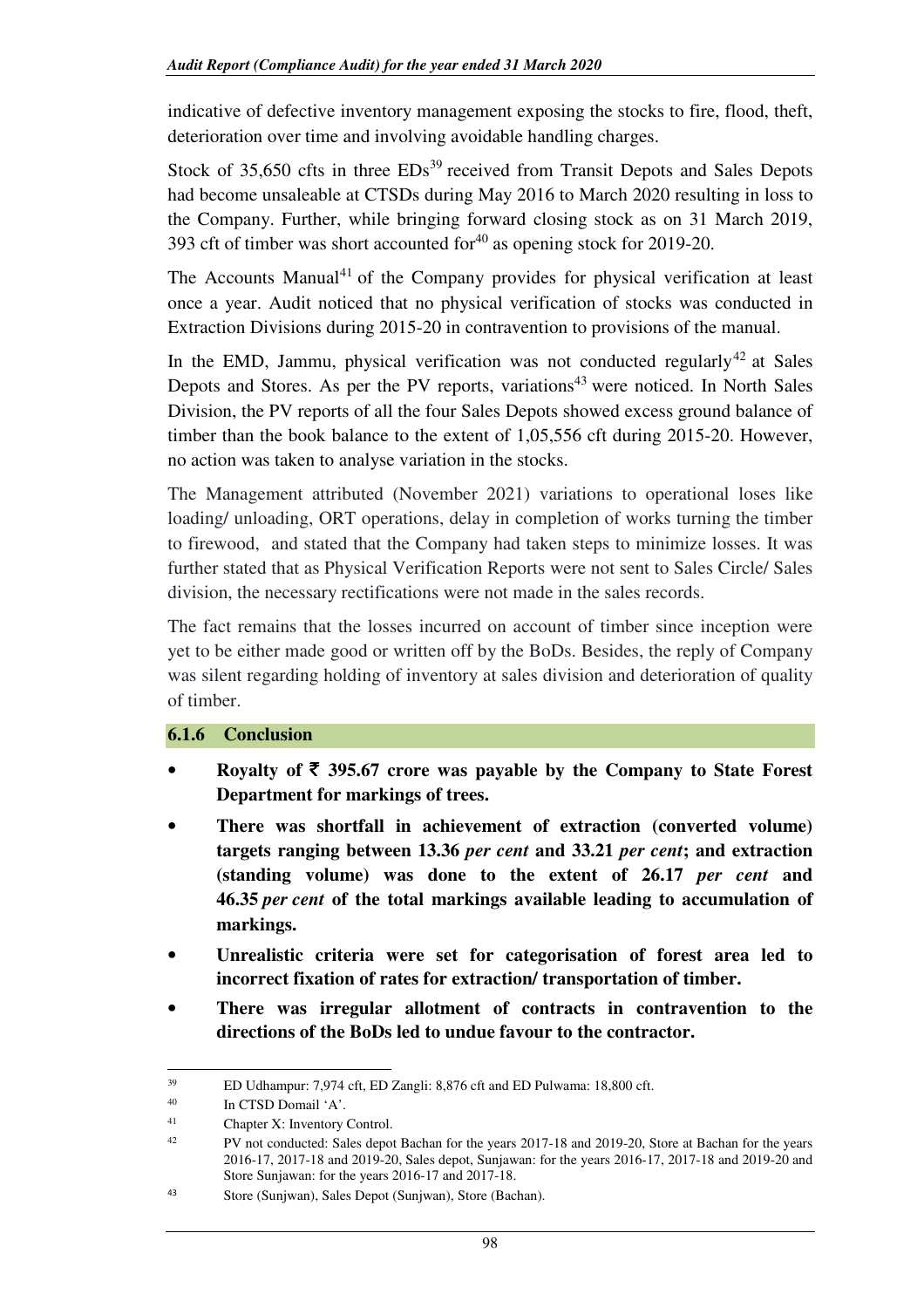indicative of defective inventory management exposing the stocks to fire, flood, theft, deterioration over time and involving avoidable handling charges.

Stock of 35,650 cfts in three EDs[39] received from Transit Depots and Sales Depots had become unsaleable at CTSDs during May 2016 to March 2020 resulting in loss to the Company. Further, while bringing forward closing stock as on 31 March 2019, 393 cft of timber was short accounted for[40] as opening stock for 2019-20.

The Accounts Manual[41] of the Company provides for physical verification at least once a year. Audit noticed that no physical verification of stocks was conducted in Extraction Divisions during 2015-20 in contravention to provisions of the manual.

In the EMD, Jammu, physical verification was not conducted regularly[42] at Sales Depots and Stores. As per the PV reports, variations[43] were noticed. In North Sales Division, the PV reports of all the four Sales Depots showed excess ground balance of timber than the book balance to the extent of 1,05,556 cft during 2015-20. However, no action was taken to analyse variation in the stocks.

The Management attributed (November 2021) variations to operational loses like loading/ unloading, ORT operations, delay in completion of works turning the timber to firewood, and stated that the Company had taken steps to minimize losses. It was further stated that as Physical Verification Reports were not sent to Sales Circle/ Sales division, the necessary rectifications were not made in the sales records.

The fact remains that the losses incurred on account of timber since inception were yet to be either made good or written off by the BoDs. Besides, the reply of Company was silent regarding holding of inventory at sales division and deterioration of quality of timber.

### 6.1.6 Conclusion

- **Royalty of ₹ 395.67 crore was payable by the Company to State Forest Department for markings of trees.**
- **There was shortfall in achievement of extraction (converted volume) targets ranging between 13.36 *per cent* and 33.21 *per cent*; and extraction (standing volume) was done to the extent of 26.17 *per cent* and 46.35 *per cent* of the total markings available leading to accumulation of markings.**
- **Unrealistic criteria were set for categorisation of forest area led to incorrect fixation of rates for extraction/ transportation of timber.**
- **There was irregular allotment of contracts in contravention to the directions of the BoDs led to undue favour to the contractor.**

---

[39] ED Udhampur: 7,974 cft, ED Zangli: 8,876 cft and ED Pulwama: 18,800 cft.

[40] In CTSD Domail 'A'.

[41] Chapter X: Inventory Control.

[42] PV not conducted: Sales depot Bachan for the years 2017-18 and 2019-20, Store at Bachan for the years 2016-17, 2017-18 and 2019-20, Sales depot, Sunjawan: for the years 2016-17, 2017-18 and 2019-20 and Store Sunjawan: for the years 2016-17 and 2017-18.

[43] Store (Sunjwan), Sales Depot (Sunjwan), Store (Bachan).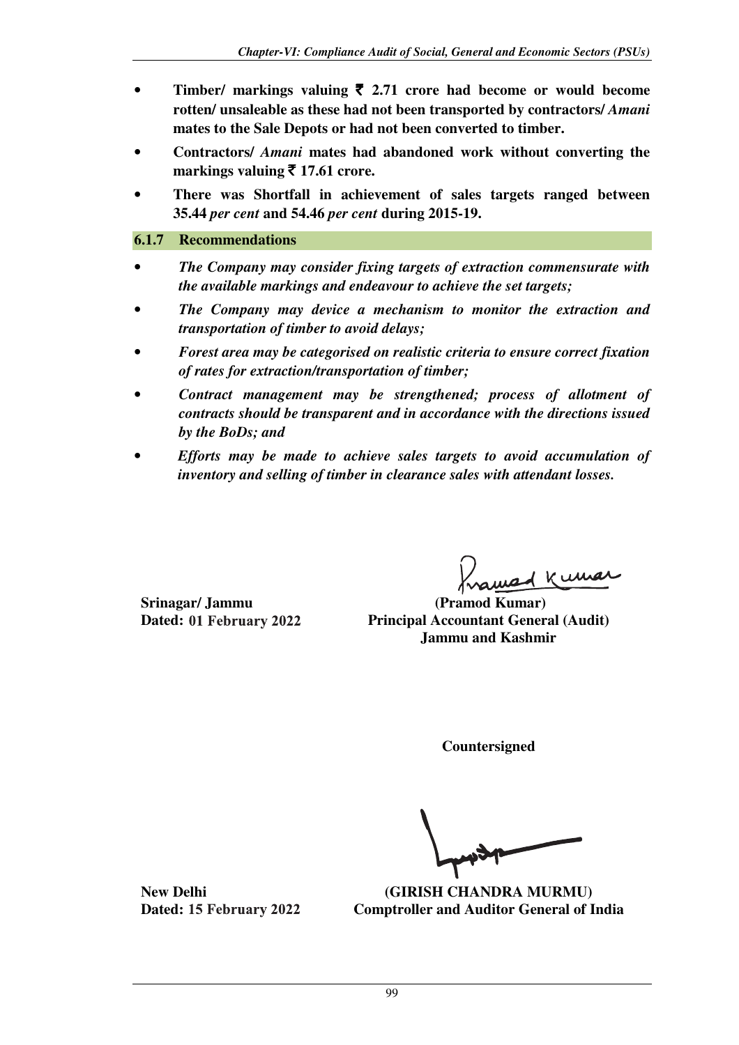- **Timber/ markings valuing ₹ 2.71 crore had become or would become rotten/ unsaleable as these had not been transported by contractors/ *Amani* mates to the Sale Depots or had not been converted to timber.**
- **Contractors/ *Amani* mates had abandoned work without converting the markings valuing ₹ 17.61 crore.**
- **There was Shortfall in achievement of sales targets ranged between 35.44 *per cent* and 54.46 *per cent* during 2015-19.**

### 6.1.7 Recommendations

- ***The Company may consider fixing targets of extraction commensurate with the available markings and endeavour to achieve the set targets;***
- ***The Company may device a mechanism to monitor the extraction and transportation of timber to avoid delays;***
- ***Forest area may be categorised on realistic criteria to ensure correct fixation of rates for extraction/transportation of timber;***
- ***Contract management may be strengthened; process of allotment of contracts should be transparent and in accordance with the directions issued by the BoDs; and***
- ***Efforts may be made to achieve sales targets to avoid accumulation of inventory and selling of timber in clearance sales with attendant losses.***

**Srinagar/ Jammu**
**Dated: 01 February 2022**

**(Pramod Kumar)**
**Principal Accountant General (Audit)**
**Jammu and Kashmir**

**Countersigned**

**New Delhi**
**Dated: 15 February 2022**

**(GIRISH CHANDRA MURMU)**
**Comptroller and Auditor General of India**